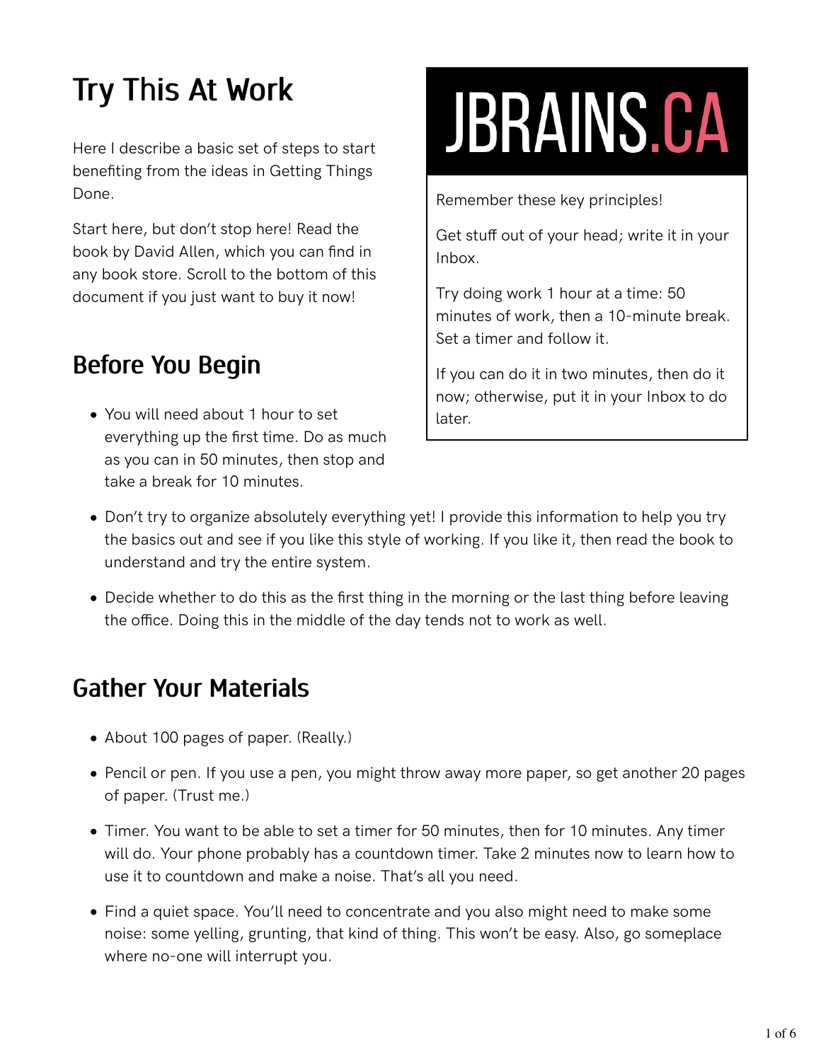# Try This At Work

Here I describe a basic set of steps to start benefiting from the ideas in Getting Things Done.

Start here, but don't stop here! Read the book by David Allen, which you can find in any book store. Scroll to the bottom of this document if you just want to buy it now!

JBRAINS.CA

Remember these key principles!

Get stuff out of your head; write it in your Inbox.

Try doing work 1 hour at a time: 50 minutes of work, then a 10-minute break. Set a timer and follow it.

If you can do it in two minutes, then do it now; otherwise, put it in your Inbox to do later.

## Before You Begin

- You will need about 1 hour to set everything up the first time. Do as much as you can in 50 minutes, then stop and take a break for 10 minutes.
- Don't try to organize absolutely everything yet! I provide this information to help you try the basics out and see if you like this style of working. If you like it, then read the book to understand and try the entire system.
- Decide whether to do this as the first thing in the morning or the last thing before leaving the office. Doing this in the middle of the day tends not to work as well.

## Gather Your Materials

- About 100 pages of paper. (Really.)
- Pencil or pen. If you use a pen, you might throw away more paper, so get another 20 pages of paper. (Trust me.)
- Timer. You want to be able to set a timer for 50 minutes, then for 10 minutes. Any timer will do. Your phone probably has a countdown timer. Take 2 minutes now to learn how to use it to countdown and make a noise. That's all you need.
- Find a quiet space. You'll need to concentrate and you also might need to make some noise: some yelling, grunting, that kind of thing. This won't be easy. Also, go someplace where no-one will interrupt you.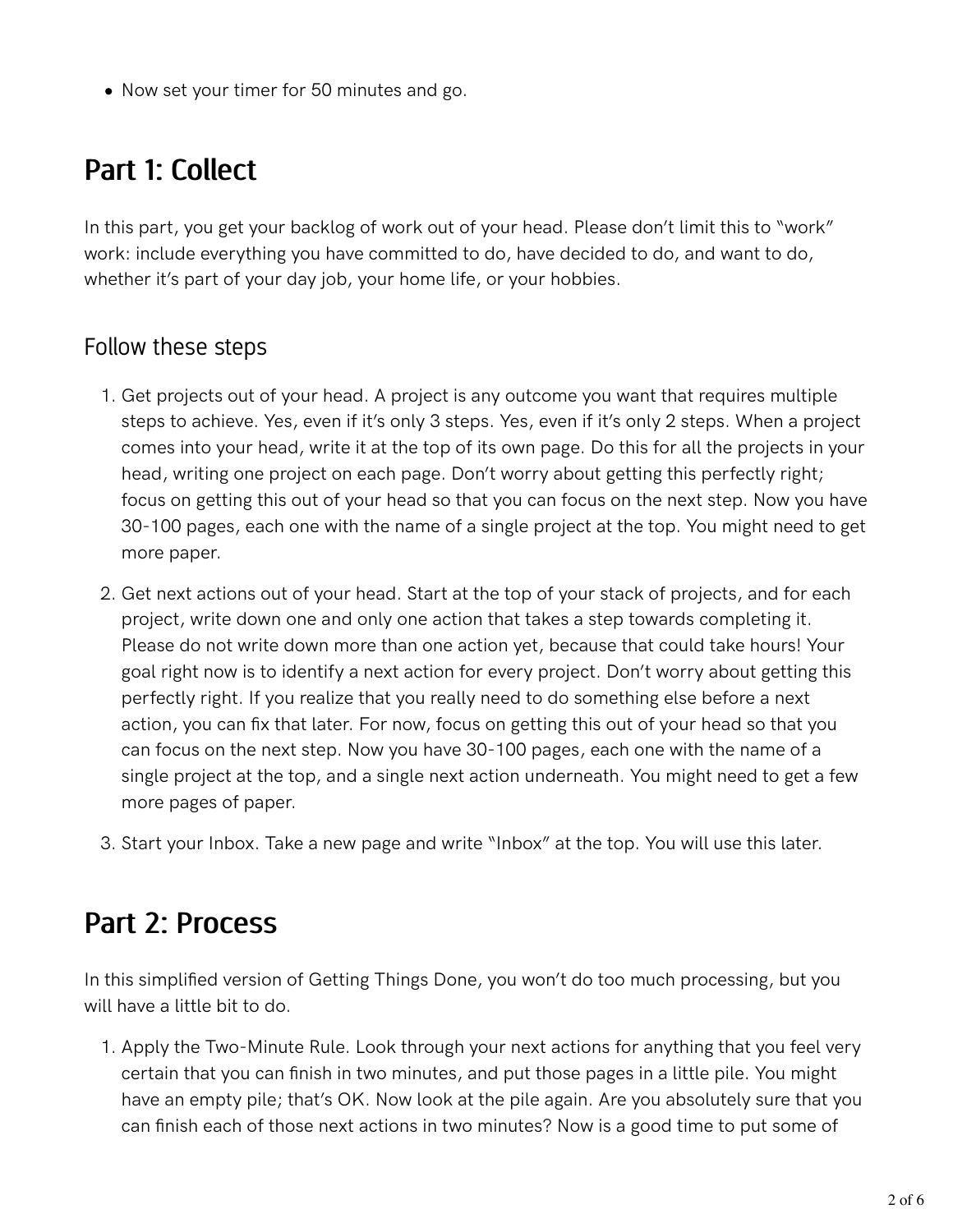- Now set your timer for 50 minutes and go.

## Part 1: Collect

In this part, you get your backlog of work out of your head. Please don't limit this to "work" work: include everything you have committed to do, have decided to do, and want to do, whether it's part of your day job, your home life, or your hobbies.

### Follow these steps

1. Get projects out of your head. A project is any outcome you want that requires multiple steps to achieve. Yes, even if it's only 3 steps. Yes, even if it's only 2 steps. When a project comes into your head, write it at the top of its own page. Do this for all the projects in your head, writing one project on each page. Don't worry about getting this perfectly right; focus on getting this out of your head so that you can focus on the next step. Now you have 30-100 pages, each one with the name of a single project at the top. You might need to get more paper.
2. Get next actions out of your head. Start at the top of your stack of projects, and for each project, write down one and only one action that takes a step towards completing it. Please do not write down more than one action yet, because that could take hours! Your goal right now is to identify a next action for every project. Don't worry about getting this perfectly right. If you realize that you really need to do something else before a next action, you can fix that later. For now, focus on getting this out of your head so that you can focus on the next step. Now you have 30-100 pages, each one with the name of a single project at the top, and a single next action underneath. You might need to get a few more pages of paper.
3. Start your Inbox. Take a new page and write "Inbox" at the top. You will use this later.

## Part 2: Process

In this simplified version of Getting Things Done, you won't do too much processing, but you will have a little bit to do.

1. Apply the Two-Minute Rule. Look through your next actions for anything that you feel very certain that you can finish in two minutes, and put those pages in a little pile. You might have an empty pile; that's OK. Now look at the pile again. Are you absolutely sure that you can finish each of those next actions in two minutes? Now is a good time to put some of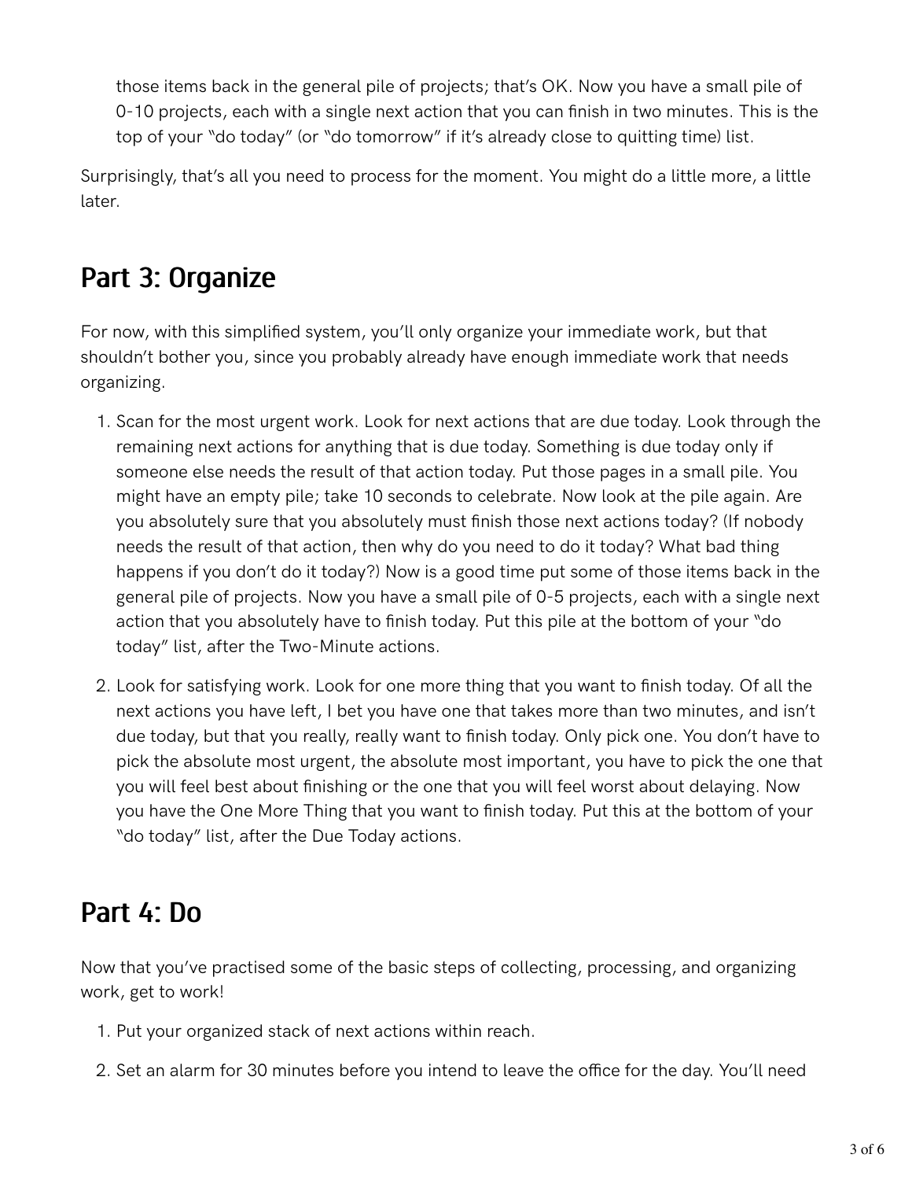those items back in the general pile of projects; that's OK. Now you have a small pile of 0-10 projects, each with a single next action that you can finish in two minutes. This is the top of your "do today" (or "do tomorrow" if it's already close to quitting time) list.

Surprisingly, that's all you need to process for the moment. You might do a little more, a little later.

## Part 3: Organize

For now, with this simplified system, you'll only organize your immediate work, but that shouldn't bother you, since you probably already have enough immediate work that needs organizing.

1. Scan for the most urgent work. Look for next actions that are due today. Look through the remaining next actions for anything that is due today. Something is due today only if someone else needs the result of that action today. Put those pages in a small pile. You might have an empty pile; take 10 seconds to celebrate. Now look at the pile again. Are you absolutely sure that you absolutely must finish those next actions today? (If nobody needs the result of that action, then why do you need to do it today? What bad thing happens if you don't do it today?) Now is a good time put some of those items back in the general pile of projects. Now you have a small pile of 0-5 projects, each with a single next action that you absolutely have to finish today. Put this pile at the bottom of your "do today" list, after the Two-Minute actions.

2. Look for satisfying work. Look for one more thing that you want to finish today. Of all the next actions you have left, I bet you have one that takes more than two minutes, and isn't due today, but that you really, really want to finish today. Only pick one. You don't have to pick the absolute most urgent, the absolute most important, you have to pick the one that you will feel best about finishing or the one that you will feel worst about delaying. Now you have the One More Thing that you want to finish today. Put this at the bottom of your "do today" list, after the Due Today actions.

## Part 4: Do

Now that you've practised some of the basic steps of collecting, processing, and organizing work, get to work!

1. Put your organized stack of next actions within reach.

2. Set an alarm for 30 minutes before you intend to leave the office for the day. You'll need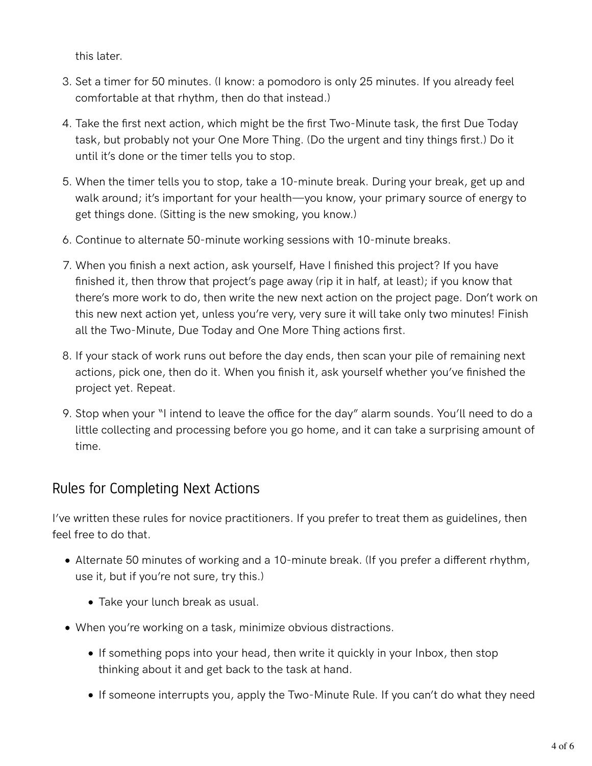this later.

3. Set a timer for 50 minutes. (I know: a pomodoro is only 25 minutes. If you already feel comfortable at that rhythm, then do that instead.)
4. Take the first next action, which might be the first Two-Minute task, the first Due Today task, but probably not your One More Thing. (Do the urgent and tiny things first.) Do it until it's done or the timer tells you to stop.
5. When the timer tells you to stop, take a 10-minute break. During your break, get up and walk around; it's important for your health—you know, your primary source of energy to get things done. (Sitting is the new smoking, you know.)
6. Continue to alternate 50-minute working sessions with 10-minute breaks.
7. When you finish a next action, ask yourself, Have I finished this project? If you have finished it, then throw that project's page away (rip it in half, at least); if you know that there's more work to do, then write the new next action on the project page. Don't work on this new next action yet, unless you're very, very sure it will take only two minutes! Finish all the Two-Minute, Due Today and One More Thing actions first.
8. If your stack of work runs out before the day ends, then scan your pile of remaining next actions, pick one, then do it. When you finish it, ask yourself whether you've finished the project yet. Repeat.
9. Stop when your "I intend to leave the office for the day" alarm sounds. You'll need to do a little collecting and processing before you go home, and it can take a surprising amount of time.

## Rules for Completing Next Actions

I've written these rules for novice practitioners. If you prefer to treat them as guidelines, then feel free to do that.

- Alternate 50 minutes of working and a 10-minute break. (If you prefer a different rhythm, use it, but if you're not sure, try this.)
    - Take your lunch break as usual.
- When you're working on a task, minimize obvious distractions.
    - If something pops into your head, then write it quickly in your Inbox, then stop thinking about it and get back to the task at hand.
    - If someone interrupts you, apply the Two-Minute Rule. If you can't do what they need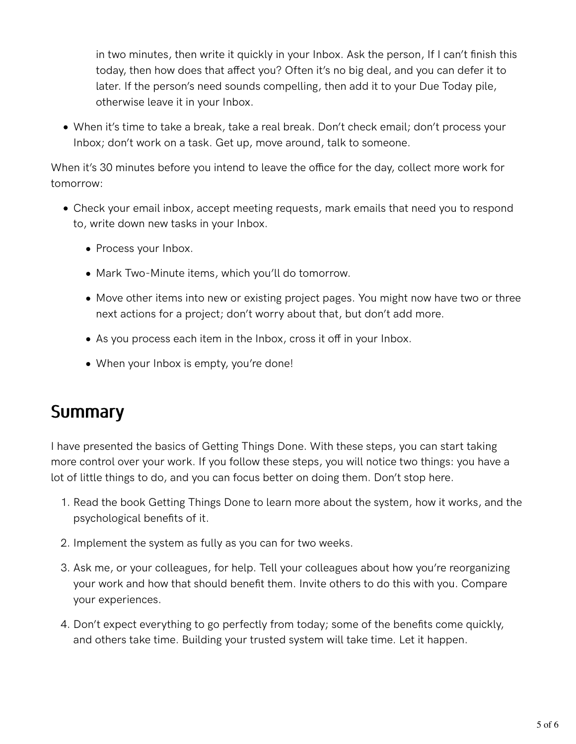in two minutes, then write it quickly in your Inbox. Ask the person, If I can't finish this today, then how does that affect you? Often it's no big deal, and you can defer it to later. If the person's need sounds compelling, then add it to your Due Today pile, otherwise leave it in your Inbox.

- When it's time to take a break, take a real break. Don't check email; don't process your Inbox; don't work on a task. Get up, move around, talk to someone.

When it's 30 minutes before you intend to leave the office for the day, collect more work for tomorrow:

- Check your email inbox, accept meeting requests, mark emails that need you to respond to, write down new tasks in your Inbox.
    - Process your Inbox.
    - Mark Two-Minute items, which you'll do tomorrow.
    - Move other items into new or existing project pages. You might now have two or three next actions for a project; don't worry about that, but don't add more.
    - As you process each item in the Inbox, cross it off in your Inbox.
    - When your Inbox is empty, you're done!

## Summary

I have presented the basics of Getting Things Done. With these steps, you can start taking more control over your work. If you follow these steps, you will notice two things: you have a lot of little things to do, and you can focus better on doing them. Don't stop here.

1. Read the book Getting Things Done to learn more about the system, how it works, and the psychological benefits of it.
2. Implement the system as fully as you can for two weeks.
3. Ask me, or your colleagues, for help. Tell your colleagues about how you're reorganizing your work and how that should benefit them. Invite others to do this with you. Compare your experiences.
4. Don't expect everything to go perfectly from today; some of the benefits come quickly, and others take time. Building your trusted system will take time. Let it happen.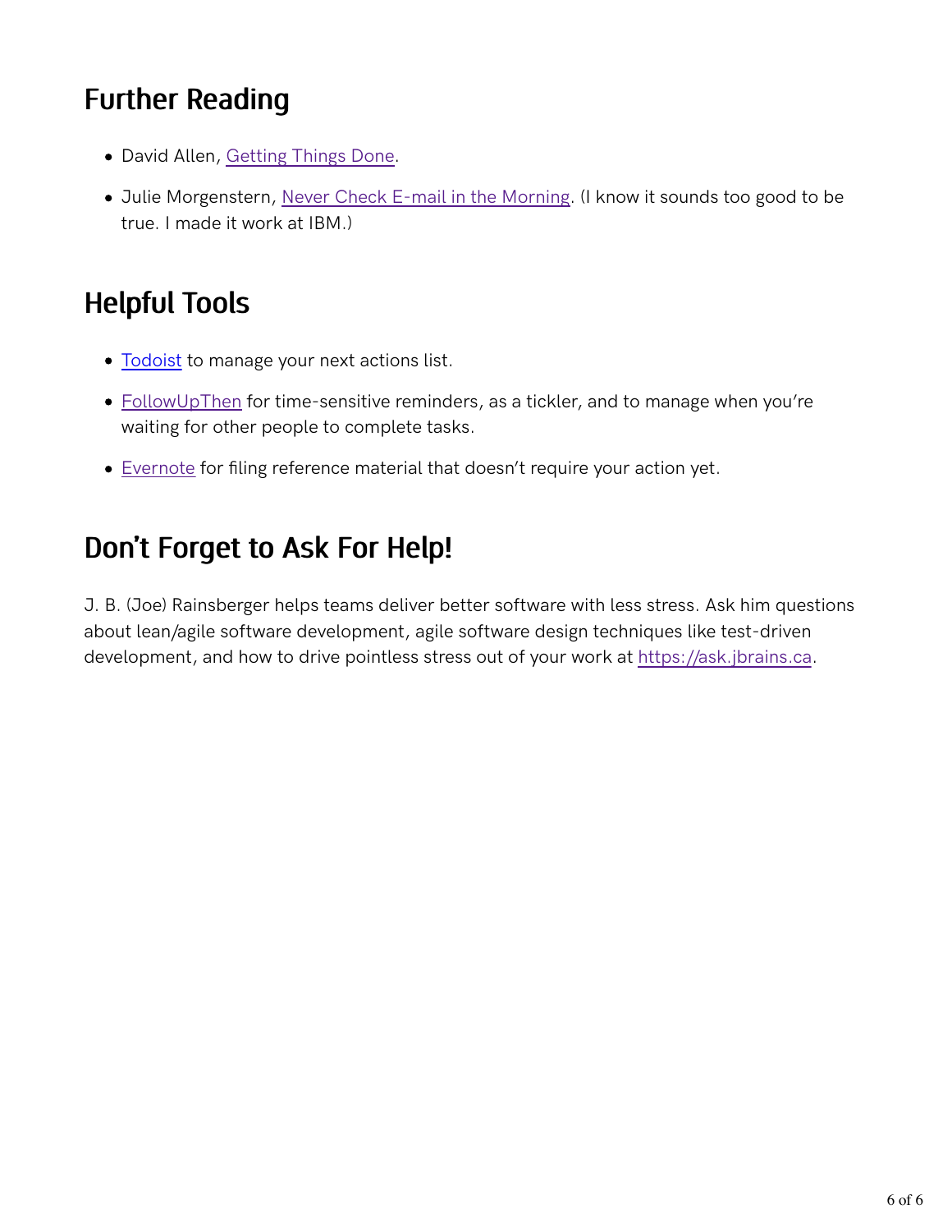## Further Reading

- David Allen, Getting Things Done.
- Julie Morgenstern, Never Check E-mail in the Morning. (I know it sounds too good to be true. I made it work at IBM.)

## Helpful Tools

- Todoist to manage your next actions list.
- FollowUpThen for time-sensitive reminders, as a tickler, and to manage when you're waiting for other people to complete tasks.
- Evernote for filing reference material that doesn't require your action yet.

## Don't Forget to Ask For Help!

J. B. (Joe) Rainsberger helps teams deliver better software with less stress. Ask him questions about lean/agile software development, agile software design techniques like test-driven development, and how to drive pointless stress out of your work at https://ask.jbrains.ca.